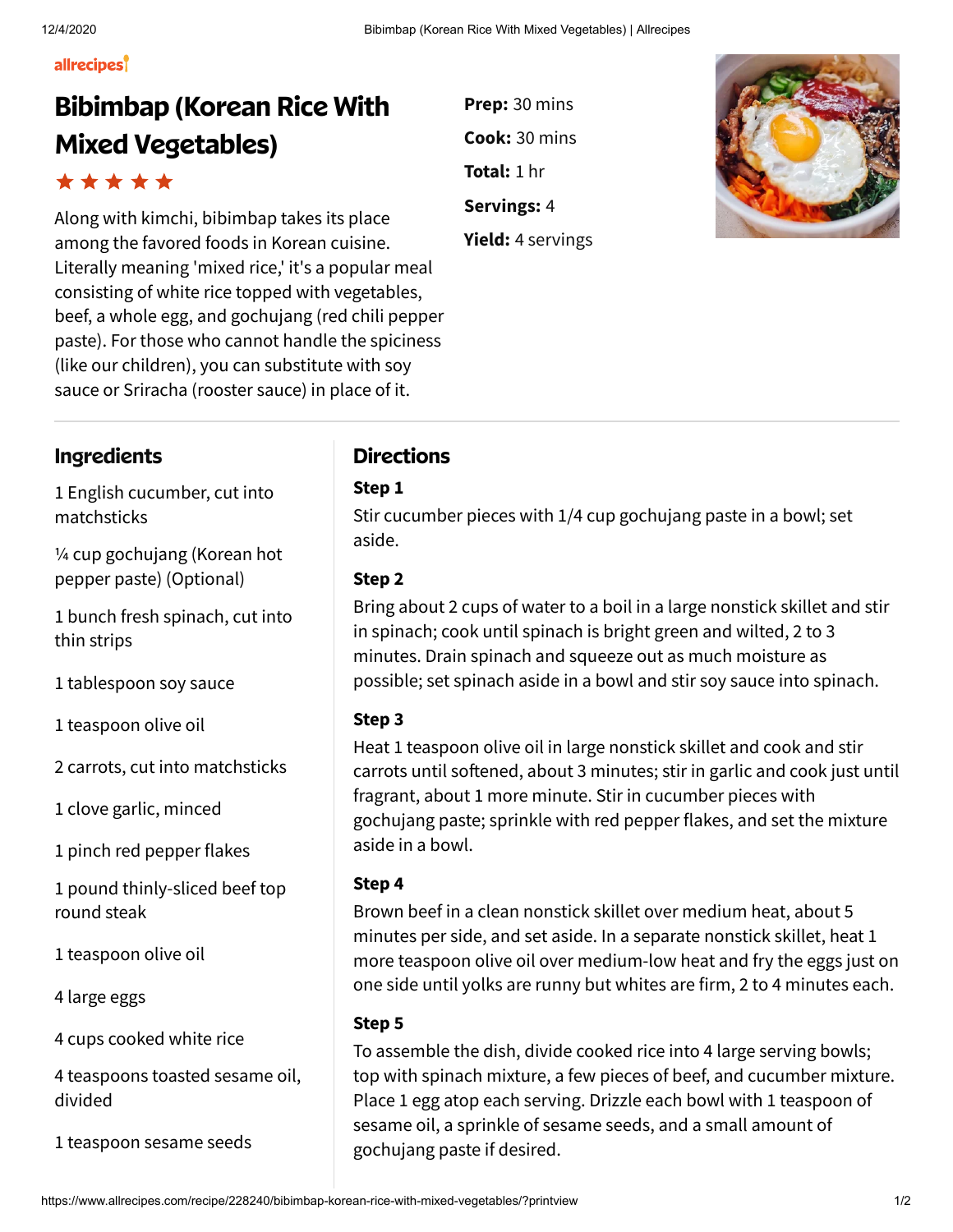allrecipes

# Bibimbap (Korean Rice With Mixed Vegetables)

★★★★★

Along with kimchi, bibimbap takes its place among the favored foods in Korean cuisine. Literally meaning 'mixed rice,' it's a popular meal consisting of white rice topped with vegetables, beef, a whole egg, and gochujang (red chili pepper paste). For those who cannot handle the spiciness (like our children), you can substitute with soy sauce or Sriracha (rooster sauce) in place of it.

**Prep:** 30 mins

**Cook:** 30 mins

**Total:** 1 hr

**Servings:** 4

**Yield:** 4 servings

## Ingredients

1 English cucumber, cut into matchsticks

¼ cup gochujang (Korean hot pepper paste) (Optional)

1 bunch fresh spinach, cut into thin strips

1 tablespoon soy sauce

1 teaspoon olive oil

2 carrots, cut into matchsticks

1 clove garlic, minced

1 pinch red pepper flakes

1 pound thinly-sliced beef top round steak

1 teaspoon olive oil

4 large eggs

4 cups cooked white rice

4 teaspoons toasted sesame oil, divided

1 teaspoon sesame seeds

## Directions

### Step 1

Stir cucumber pieces with 1/4 cup gochujang paste in a bowl; set aside.

### Step 2

Bring about 2 cups of water to a boil in a large nonstick skillet and stir in spinach; cook until spinach is bright green and wilted, 2 to 3 minutes. Drain spinach and squeeze out as much moisture as possible; set spinach aside in a bowl and stir soy sauce into spinach.

### Step 3

Heat 1 teaspoon olive oil in large nonstick skillet and cook and stir carrots until softened, about 3 minutes; stir in garlic and cook just until fragrant, about 1 more minute. Stir in cucumber pieces with gochujang paste; sprinkle with red pepper flakes, and set the mixture aside in a bowl.

### Step 4

Brown beef in a clean nonstick skillet over medium heat, about 5 minutes per side, and set aside. In a separate nonstick skillet, heat 1 more teaspoon olive oil over medium-low heat and fry the eggs just on one side until yolks are runny but whites are firm, 2 to 4 minutes each.

### Step 5

To assemble the dish, divide cooked rice into 4 large serving bowls; top with spinach mixture, a few pieces of beef, and cucumber mixture. Place 1 egg atop each serving. Drizzle each bowl with 1 teaspoon of sesame oil, a sprinkle of sesame seeds, and a small amount of gochujang paste if desired.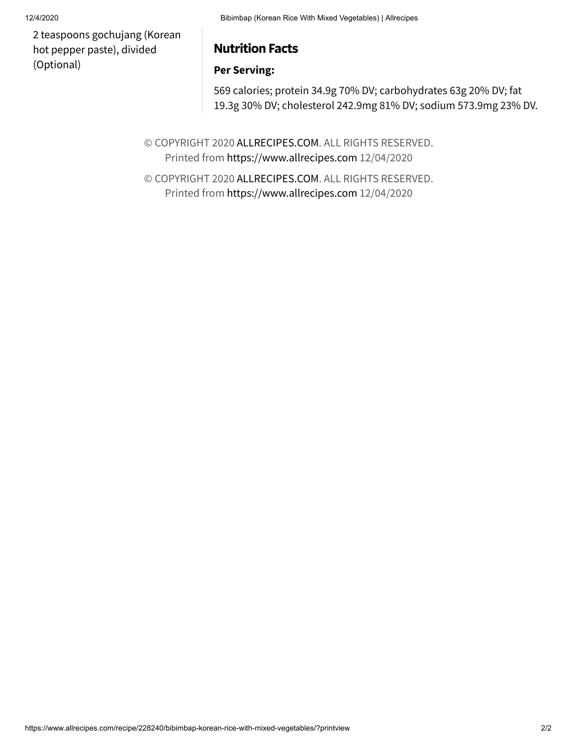2 teaspoons gochujang (Korean hot pepper paste), divided (Optional)

## Nutrition Facts

**Per Serving:**

569 calories; protein 34.9g 70% DV; carbohydrates 63g 20% DV; fat 19.3g 30% DV; cholesterol 242.9mg 81% DV; sodium 573.9mg 23% DV.

© COPYRIGHT 2020 ALLRECIPES.COM. ALL RIGHTS RESERVED.
Printed from https://www.allrecipes.com 12/04/2020

© COPYRIGHT 2020 ALLRECIPES.COM. ALL RIGHTS RESERVED.
Printed from https://www.allrecipes.com 12/04/2020